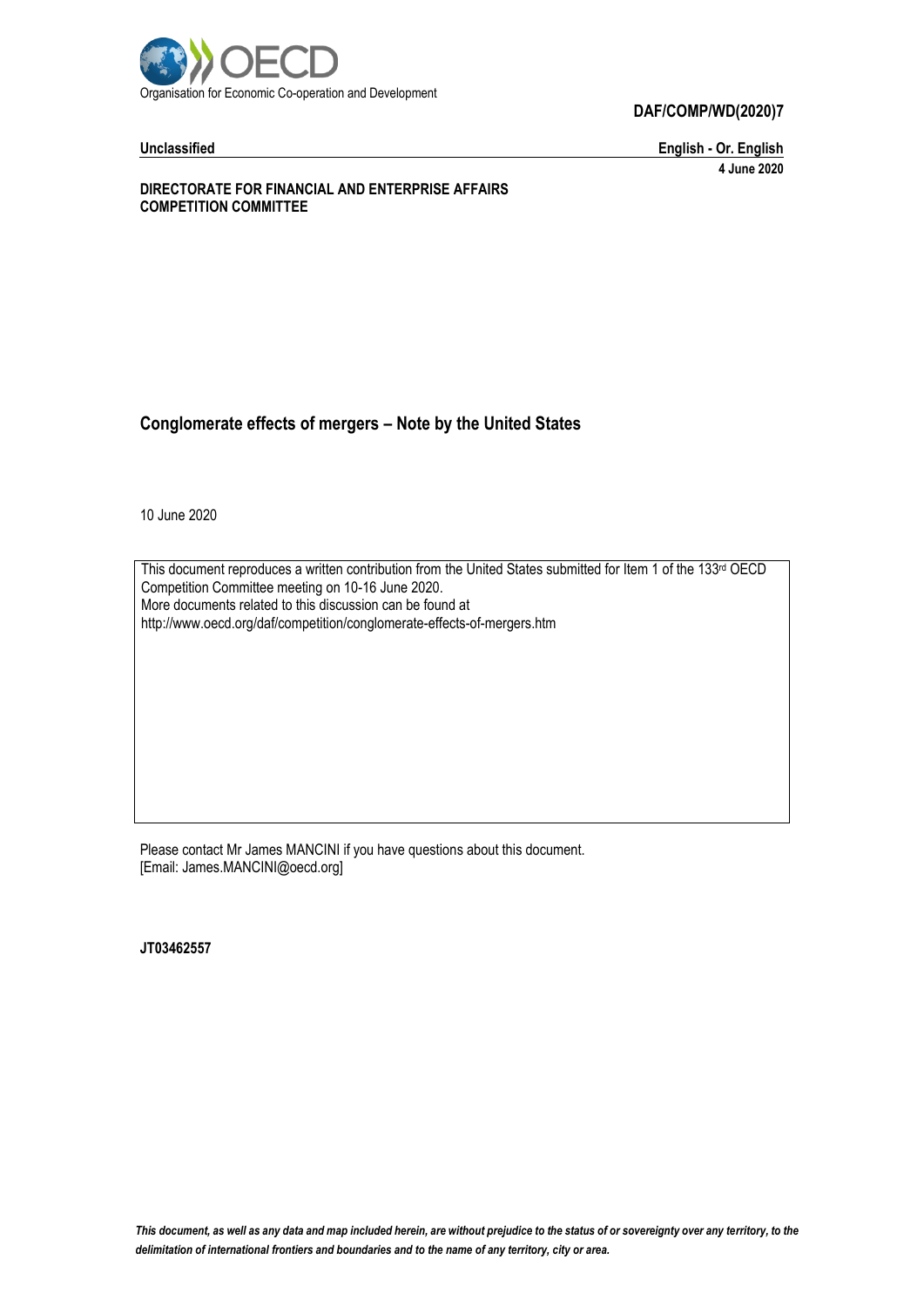Organisation for Economic Co-operation and Development

**DAF/COMP/WD(2020)7**

**Unclassified** **English - Or. English**

**4 June 2020**

**DIRECTORATE FOR FINANCIAL AND ENTERPRISE AFFAIRS**
**COMPETITION COMMITTEE**

## Conglomerate effects of mergers – Note by the United States

10 June 2020

This document reproduces a written contribution from the United States submitted for Item 1 of the 133rd OECD Competition Committee meeting on 10-16 June 2020.
More documents related to this discussion can be found at
http://www.oecd.org/daf/competition/conglomerate-effects-of-mergers.htm

Please contact Mr James MANCINI if you have questions about this document.
[Email: James.MANCINI@oecd.org]

**JT03462557**

*This document, as well as any data and map included herein, are without prejudice to the status of or sovereignty over any territory, to the delimitation of international frontiers and boundaries and to the name of any territory, city or area.*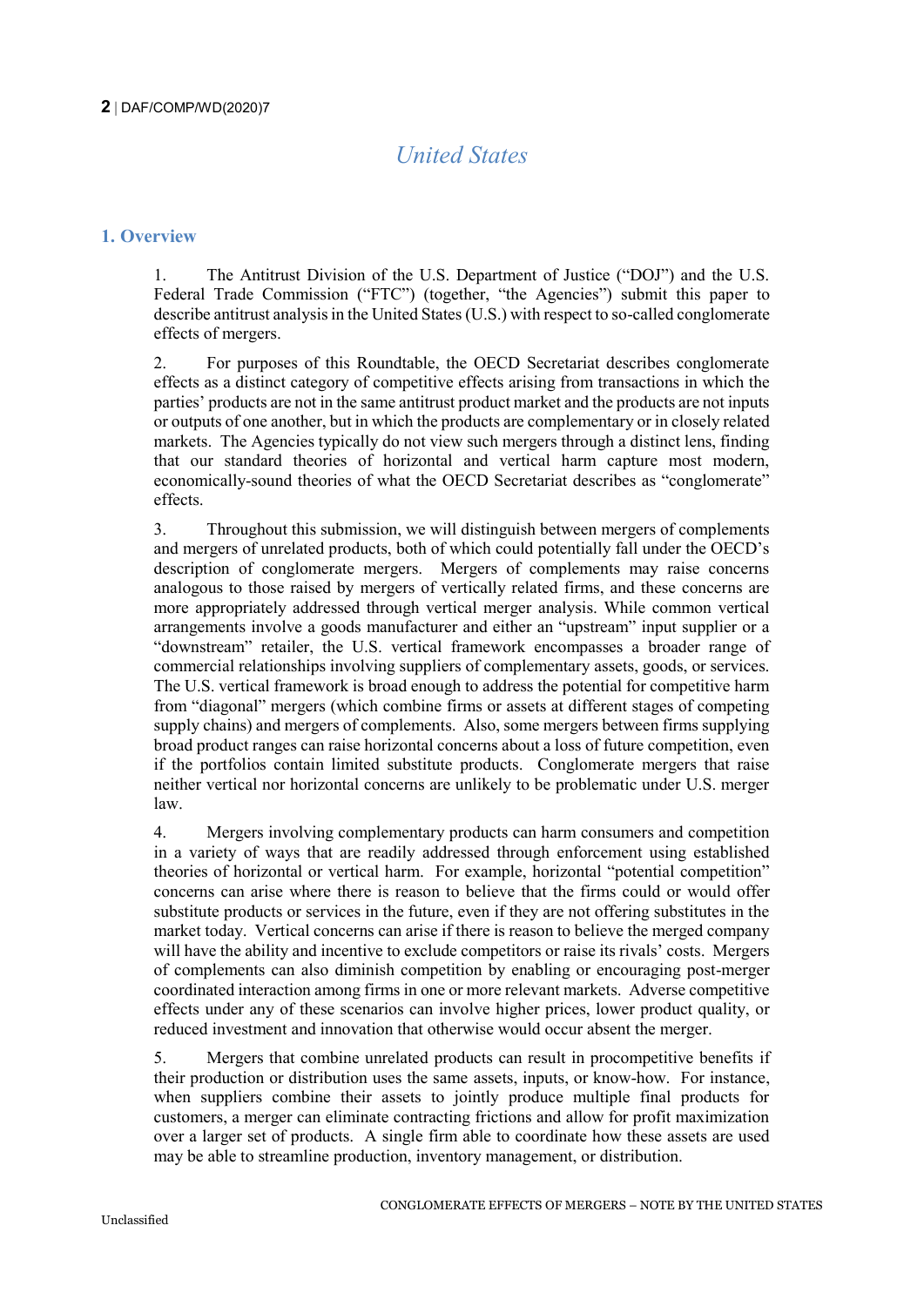# United States

## 1. Overview

1. The Antitrust Division of the U.S. Department of Justice ("DOJ") and the U.S. Federal Trade Commission ("FTC") (together, "the Agencies") submit this paper to describe antitrust analysis in the United States (U.S.) with respect to so-called conglomerate effects of mergers.

2. For purposes of this Roundtable, the OECD Secretariat describes conglomerate effects as a distinct category of competitive effects arising from transactions in which the parties' products are not in the same antitrust product market and the products are not inputs or outputs of one another, but in which the products are complementary or in closely related markets. The Agencies typically do not view such mergers through a distinct lens, finding that our standard theories of horizontal and vertical harm capture most modern, economically-sound theories of what the OECD Secretariat describes as "conglomerate" effects.

3. Throughout this submission, we will distinguish between mergers of complements and mergers of unrelated products, both of which could potentially fall under the OECD's description of conglomerate mergers. Mergers of complements may raise concerns analogous to those raised by mergers of vertically related firms, and these concerns are more appropriately addressed through vertical merger analysis. While common vertical arrangements involve a goods manufacturer and either an "upstream" input supplier or a "downstream" retailer, the U.S. vertical framework encompasses a broader range of commercial relationships involving suppliers of complementary assets, goods, or services. The U.S. vertical framework is broad enough to address the potential for competitive harm from "diagonal" mergers (which combine firms or assets at different stages of competing supply chains) and mergers of complements. Also, some mergers between firms supplying broad product ranges can raise horizontal concerns about a loss of future competition, even if the portfolios contain limited substitute products. Conglomerate mergers that raise neither vertical nor horizontal concerns are unlikely to be problematic under U.S. merger law.

4. Mergers involving complementary products can harm consumers and competition in a variety of ways that are readily addressed through enforcement using established theories of horizontal or vertical harm. For example, horizontal "potential competition" concerns can arise where there is reason to believe that the firms could or would offer substitute products or services in the future, even if they are not offering substitutes in the market today. Vertical concerns can arise if there is reason to believe the merged company will have the ability and incentive to exclude competitors or raise its rivals' costs. Mergers of complements can also diminish competition by enabling or encouraging post-merger coordinated interaction among firms in one or more relevant markets. Adverse competitive effects under any of these scenarios can involve higher prices, lower product quality, or reduced investment and innovation that otherwise would occur absent the merger.

5. Mergers that combine unrelated products can result in procompetitive benefits if their production or distribution uses the same assets, inputs, or know-how. For instance, when suppliers combine their assets to jointly produce multiple final products for customers, a merger can eliminate contracting frictions and allow for profit maximization over a larger set of products. A single firm able to coordinate how these assets are used may be able to streamline production, inventory management, or distribution.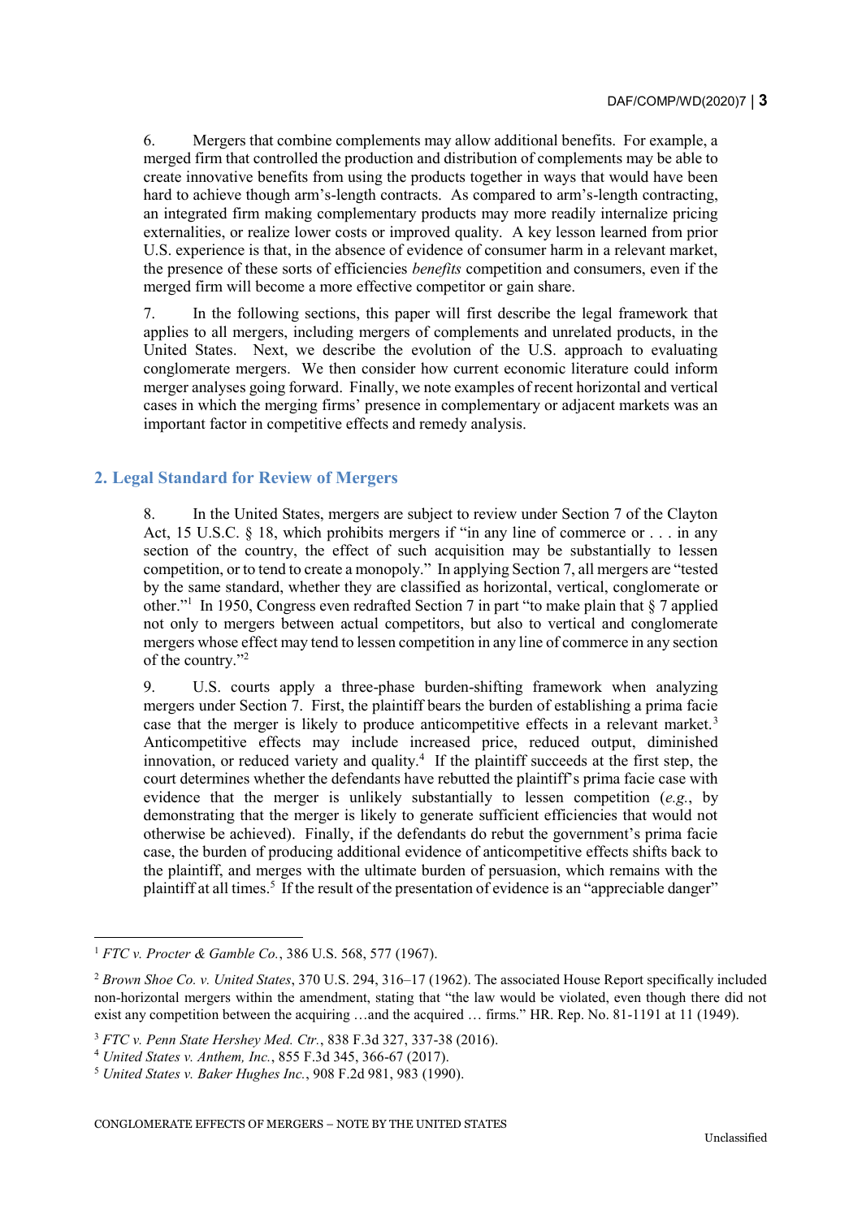6. Mergers that combine complements may allow additional benefits. For example, a merged firm that controlled the production and distribution of complements may be able to create innovative benefits from using the products together in ways that would have been hard to achieve though arm's-length contracts. As compared to arm's-length contracting, an integrated firm making complementary products may more readily internalize pricing externalities, or realize lower costs or improved quality. A key lesson learned from prior U.S. experience is that, in the absence of evidence of consumer harm in a relevant market, the presence of these sorts of efficiencies *benefits* competition and consumers, even if the merged firm will become a more effective competitor or gain share.

7. In the following sections, this paper will first describe the legal framework that applies to all mergers, including mergers of complements and unrelated products, in the United States. Next, we describe the evolution of the U.S. approach to evaluating conglomerate mergers. We then consider how current economic literature could inform merger analyses going forward. Finally, we note examples of recent horizontal and vertical cases in which the merging firms' presence in complementary or adjacent markets was an important factor in competitive effects and remedy analysis.

## 2. Legal Standard for Review of Mergers

8. In the United States, mergers are subject to review under Section 7 of the Clayton Act, 15 U.S.C. § 18, which prohibits mergers if "in any line of commerce or . . . in any section of the country, the effect of such acquisition may be substantially to lessen competition, or to tend to create a monopoly." In applying Section 7, all mergers are "tested by the same standard, whether they are classified as horizontal, vertical, conglomerate or other."[1] In 1950, Congress even redrafted Section 7 in part "to make plain that § 7 applied not only to mergers between actual competitors, but also to vertical and conglomerate mergers whose effect may tend to lessen competition in any line of commerce in any section of the country."[2]

9. U.S. courts apply a three-phase burden-shifting framework when analyzing mergers under Section 7. First, the plaintiff bears the burden of establishing a prima facie case that the merger is likely to produce anticompetitive effects in a relevant market.[3] Anticompetitive effects may include increased price, reduced output, diminished innovation, or reduced variety and quality.[4] If the plaintiff succeeds at the first step, the court determines whether the defendants have rebutted the plaintiff's prima facie case with evidence that the merger is unlikely substantially to lessen competition (*e.g.*, by demonstrating that the merger is likely to generate sufficient efficiencies that would not otherwise be achieved). Finally, if the defendants do rebut the government's prima facie case, the burden of producing additional evidence of anticompetitive effects shifts back to the plaintiff, and merges with the ultimate burden of persuasion, which remains with the plaintiff at all times.[5] If the result of the presentation of evidence is an "appreciable danger"

---

[1] *FTC v. Procter & Gamble Co.*, 386 U.S. 568, 577 (1967).

[2] *Brown Shoe Co. v. United States*, 370 U.S. 294, 316–17 (1962). The associated House Report specifically included non-horizontal mergers within the amendment, stating that "the law would be violated, even though there did not exist any competition between the acquiring …and the acquired … firms." HR. Rep. No. 81-1191 at 11 (1949).

[3] *FTC v. Penn State Hershey Med. Ctr.*, 838 F.3d 327, 337-38 (2016).

[4] *United States v. Anthem, Inc.*, 855 F.3d 345, 366-67 (2017).

[5] *United States v. Baker Hughes Inc.*, 908 F.2d 981, 983 (1990).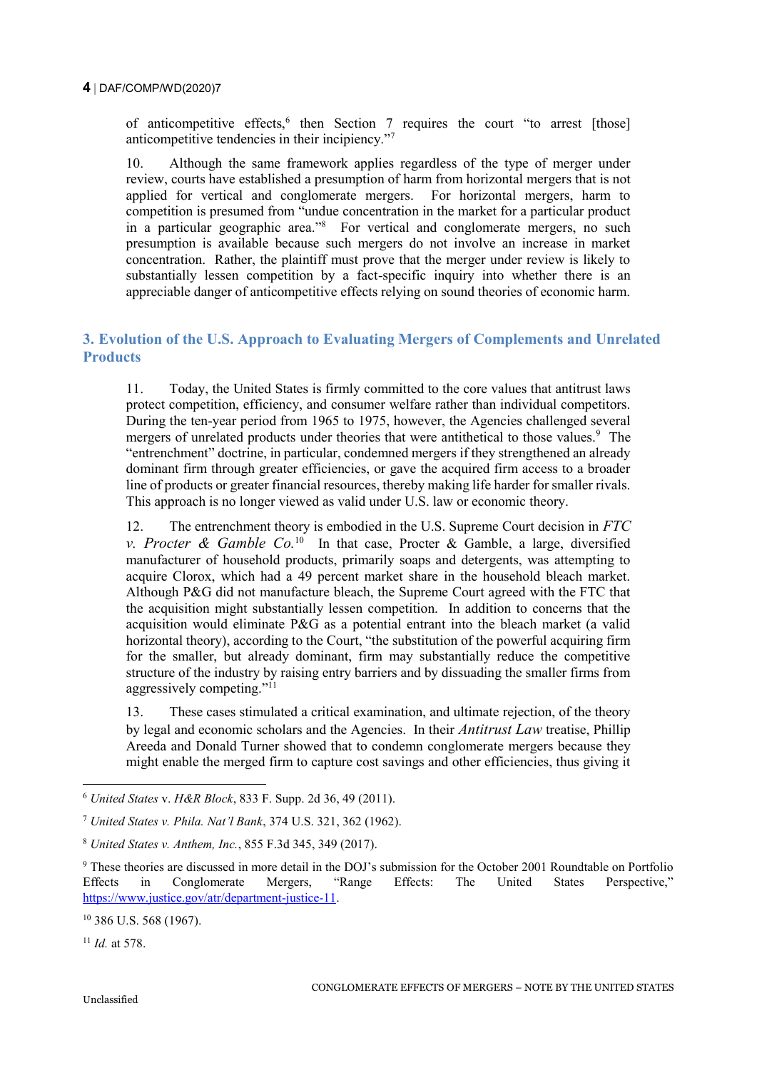of anticompetitive effects,[6] then Section 7 requires the court "to arrest [those] anticompetitive tendencies in their incipiency."[7]

10. Although the same framework applies regardless of the type of merger under review, courts have established a presumption of harm from horizontal mergers that is not applied for vertical and conglomerate mergers. For horizontal mergers, harm to competition is presumed from "undue concentration in the market for a particular product in a particular geographic area."[8] For vertical and conglomerate mergers, no such presumption is available because such mergers do not involve an increase in market concentration. Rather, the plaintiff must prove that the merger under review is likely to substantially lessen competition by a fact-specific inquiry into whether there is an appreciable danger of anticompetitive effects relying on sound theories of economic harm.

## 3. Evolution of the U.S. Approach to Evaluating Mergers of Complements and Unrelated Products

11. Today, the United States is firmly committed to the core values that antitrust laws protect competition, efficiency, and consumer welfare rather than individual competitors. During the ten-year period from 1965 to 1975, however, the Agencies challenged several mergers of unrelated products under theories that were antithetical to those values.[9] The "entrenchment" doctrine, in particular, condemned mergers if they strengthened an already dominant firm through greater efficiencies, or gave the acquired firm access to a broader line of products or greater financial resources, thereby making life harder for smaller rivals. This approach is no longer viewed as valid under U.S. law or economic theory.

12. The entrenchment theory is embodied in the U.S. Supreme Court decision in *FTC v. Procter & Gamble Co.*[10] In that case, Procter & Gamble, a large, diversified manufacturer of household products, primarily soaps and detergents, was attempting to acquire Clorox, which had a 49 percent market share in the household bleach market. Although P&G did not manufacture bleach, the Supreme Court agreed with the FTC that the acquisition might substantially lessen competition. In addition to concerns that the acquisition would eliminate P&G as a potential entrant into the bleach market (a valid horizontal theory), according to the Court, "the substitution of the powerful acquiring firm for the smaller, but already dominant, firm may substantially reduce the competitive structure of the industry by raising entry barriers and by dissuading the smaller firms from aggressively competing."[11]

13. These cases stimulated a critical examination, and ultimate rejection, of the theory by legal and economic scholars and the Agencies. In their *Antitrust Law* treatise, Phillip Areeda and Donald Turner showed that to condemn conglomerate mergers because they might enable the merged firm to capture cost savings and other efficiencies, thus giving it

---

[6] *United States* v. *H&R Block*, 833 F. Supp. 2d 36, 49 (2011).

[7] *United States v. Phila. Nat'l Bank*, 374 U.S. 321, 362 (1962).

[8] *United States v. Anthem, Inc.*, 855 F.3d 345, 349 (2017).

[9] These theories are discussed in more detail in the DOJ's submission for the October 2001 Roundtable on Portfolio Effects in Conglomerate Mergers, "Range Effects: The United States Perspective," https://www.justice.gov/atr/department-justice-11.

[10] 386 U.S. 568 (1967).

[11] *Id.* at 578.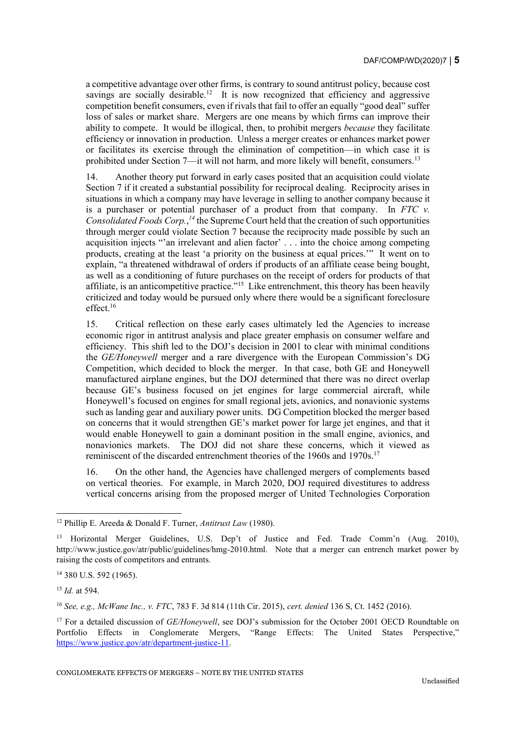a competitive advantage over other firms, is contrary to sound antitrust policy, because cost savings are socially desirable.[12] It is now recognized that efficiency and aggressive competition benefit consumers, even if rivals that fail to offer an equally "good deal" suffer loss of sales or market share. Mergers are one means by which firms can improve their ability to compete. It would be illogical, then, to prohibit mergers *because* they facilitate efficiency or innovation in production. Unless a merger creates or enhances market power or facilitates its exercise through the elimination of competition—in which case it is prohibited under Section 7—it will not harm, and more likely will benefit, consumers.[13]

14. Another theory put forward in early cases posited that an acquisition could violate Section 7 if it created a substantial possibility for reciprocal dealing. Reciprocity arises in situations in which a company may have leverage in selling to another company because it is a purchaser or potential purchaser of a product from that company. In *FTC v. Consolidated Foods Corp.*,[14] the Supreme Court held that the creation of such opportunities through merger could violate Section 7 because the reciprocity made possible by such an acquisition injects "'an irrelevant and alien factor' . . . into the choice among competing products, creating at the least 'a priority on the business at equal prices.'" It went on to explain, "a threatened withdrawal of orders if products of an affiliate cease being bought, as well as a conditioning of future purchases on the receipt of orders for products of that affiliate, is an anticompetitive practice."[15] Like entrenchment, this theory has been heavily criticized and today would be pursued only where there would be a significant foreclosure effect.[16]

15. Critical reflection on these early cases ultimately led the Agencies to increase economic rigor in antitrust analysis and place greater emphasis on consumer welfare and efficiency. This shift led to the DOJ's decision in 2001 to clear with minimal conditions the *GE/Honeywell* merger and a rare divergence with the European Commission's DG Competition, which decided to block the merger. In that case, both GE and Honeywell manufactured airplane engines, but the DOJ determined that there was no direct overlap because GE's business focused on jet engines for large commercial aircraft, while Honeywell's focused on engines for small regional jets, avionics, and nonavionic systems such as landing gear and auxiliary power units. DG Competition blocked the merger based on concerns that it would strengthen GE's market power for large jet engines, and that it would enable Honeywell to gain a dominant position in the small engine, avionics, and nonavionics markets. The DOJ did not share these concerns, which it viewed as reminiscent of the discarded entrenchment theories of the 1960s and 1970s.[17]

16. On the other hand, the Agencies have challenged mergers of complements based on vertical theories. For example, in March 2020, DOJ required divestitures to address vertical concerns arising from the proposed merger of United Technologies Corporation

---

[12] Phillip E. Areeda & Donald F. Turner, *Antitrust Law* (1980).

[13] Horizontal Merger Guidelines, U.S. Dep't of Justice and Fed. Trade Comm'n (Aug. 2010), http://www.justice.gov/atr/public/guidelines/hmg-2010.html. Note that a merger can entrench market power by raising the costs of competitors and entrants.

[14] 380 U.S. 592 (1965).

[15] *Id.* at 594.

[16] *See, e.g., McWane Inc., v. FTC*, 783 F. 3d 814 (11th Cir. 2015), *cert. denied* 136 S, Ct. 1452 (2016).

[17] For a detailed discussion of *GE/Honeywell*, see DOJ's submission for the October 2001 OECD Roundtable on Portfolio Effects in Conglomerate Mergers, "Range Effects: The United States Perspective," https://www.justice.gov/atr/department-justice-11.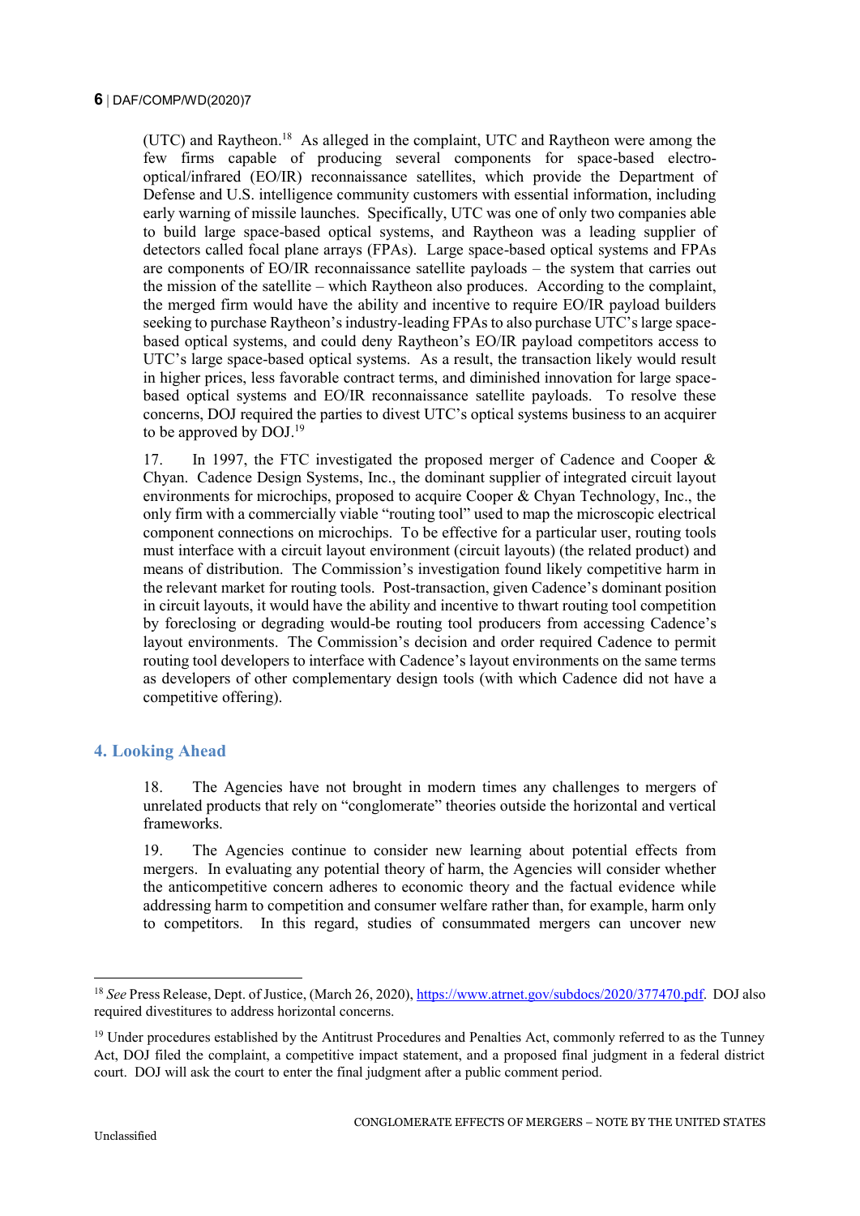(UTC) and Raytheon.[18] As alleged in the complaint, UTC and Raytheon were among the few firms capable of producing several components for space-based electro-optical/infrared (EO/IR) reconnaissance satellites, which provide the Department of Defense and U.S. intelligence community customers with essential information, including early warning of missile launches. Specifically, UTC was one of only two companies able to build large space-based optical systems, and Raytheon was a leading supplier of detectors called focal plane arrays (FPAs). Large space-based optical systems and FPAs are components of EO/IR reconnaissance satellite payloads – the system that carries out the mission of the satellite – which Raytheon also produces. According to the complaint, the merged firm would have the ability and incentive to require EO/IR payload builders seeking to purchase Raytheon's industry-leading FPAs to also purchase UTC's large space-based optical systems, and could deny Raytheon's EO/IR payload competitors access to UTC's large space-based optical systems. As a result, the transaction likely would result in higher prices, less favorable contract terms, and diminished innovation for large space-based optical systems and EO/IR reconnaissance satellite payloads. To resolve these concerns, DOJ required the parties to divest UTC's optical systems business to an acquirer to be approved by DOJ.[19]

17. In 1997, the FTC investigated the proposed merger of Cadence and Cooper & Chyan. Cadence Design Systems, Inc., the dominant supplier of integrated circuit layout environments for microchips, proposed to acquire Cooper & Chyan Technology, Inc., the only firm with a commercially viable "routing tool" used to map the microscopic electrical component connections on microchips. To be effective for a particular user, routing tools must interface with a circuit layout environment (circuit layouts) (the related product) and means of distribution. The Commission's investigation found likely competitive harm in the relevant market for routing tools. Post-transaction, given Cadence's dominant position in circuit layouts, it would have the ability and incentive to thwart routing tool competition by foreclosing or degrading would-be routing tool producers from accessing Cadence's layout environments. The Commission's decision and order required Cadence to permit routing tool developers to interface with Cadence's layout environments on the same terms as developers of other complementary design tools (with which Cadence did not have a competitive offering).

## 4. Looking Ahead

18. The Agencies have not brought in modern times any challenges to mergers of unrelated products that rely on "conglomerate" theories outside the horizontal and vertical frameworks.

19. The Agencies continue to consider new learning about potential effects from mergers. In evaluating any potential theory of harm, the Agencies will consider whether the anticompetitive concern adheres to economic theory and the factual evidence while addressing harm to competition and consumer welfare rather than, for example, harm only to competitors. In this regard, studies of consummated mergers can uncover new

---

[18] *See* Press Release, Dept. of Justice, (March 26, 2020), https://www.atrnet.gov/subdocs/2020/377470.pdf. DOJ also required divestitures to address horizontal concerns.

[19] Under procedures established by the Antitrust Procedures and Penalties Act, commonly referred to as the Tunney Act, DOJ filed the complaint, a competitive impact statement, and a proposed final judgment in a federal district court. DOJ will ask the court to enter the final judgment after a public comment period.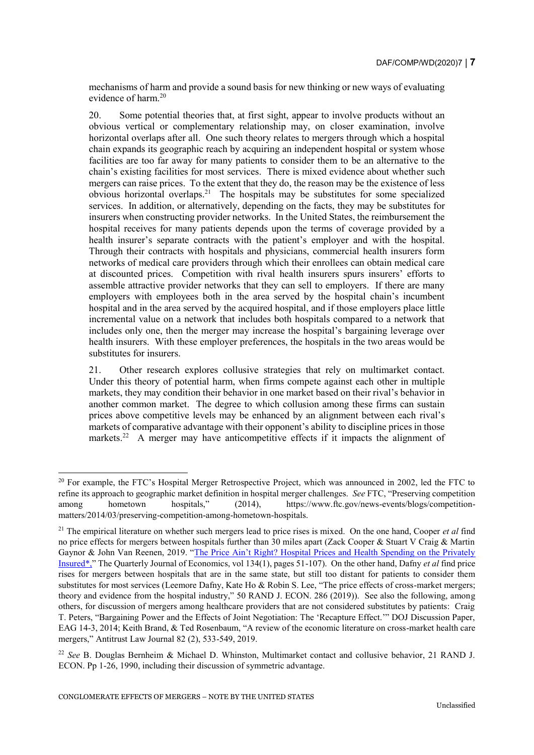mechanisms of harm and provide a sound basis for new thinking or new ways of evaluating evidence of harm.[20]

20. Some potential theories that, at first sight, appear to involve products without an obvious vertical or complementary relationship may, on closer examination, involve horizontal overlaps after all. One such theory relates to mergers through which a hospital chain expands its geographic reach by acquiring an independent hospital or system whose facilities are too far away for many patients to consider them to be an alternative to the chain's existing facilities for most services. There is mixed evidence about whether such mergers can raise prices. To the extent that they do, the reason may be the existence of less obvious horizontal overlaps.[21] The hospitals may be substitutes for some specialized services. In addition, or alternatively, depending on the facts, they may be substitutes for insurers when constructing provider networks. In the United States, the reimbursement the hospital receives for many patients depends upon the terms of coverage provided by a health insurer's separate contracts with the patient's employer and with the hospital. Through their contracts with hospitals and physicians, commercial health insurers form networks of medical care providers through which their enrollees can obtain medical care at discounted prices. Competition with rival health insurers spurs insurers' efforts to assemble attractive provider networks that they can sell to employers. If there are many employers with employees both in the area served by the hospital chain's incumbent hospital and in the area served by the acquired hospital, and if those employers place little incremental value on a network that includes both hospitals compared to a network that includes only one, then the merger may increase the hospital's bargaining leverage over health insurers. With these employer preferences, the hospitals in the two areas would be substitutes for insurers.

21. Other research explores collusive strategies that rely on multimarket contact. Under this theory of potential harm, when firms compete against each other in multiple markets, they may condition their behavior in one market based on their rival's behavior in another common market. The degree to which collusion among these firms can sustain prices above competitive levels may be enhanced by an alignment between each rival's markets of comparative advantage with their opponent's ability to discipline prices in those markets.[22] A merger may have anticompetitive effects if it impacts the alignment of

---

[20] For example, the FTC's Hospital Merger Retrospective Project, which was announced in 2002, led the FTC to refine its approach to geographic market definition in hospital merger challenges. *See* FTC, "Preserving competition among hometown hospitals," (2014), https://www.ftc.gov/news-events/blogs/competition-matters/2014/03/preserving-competition-among-hometown-hospitals.

[21] The empirical literature on whether such mergers lead to price rises is mixed. On the one hand, Cooper *et al* find no price effects for mergers between hospitals further than 30 miles apart (Zack Cooper & Stuart V Craig & Martin Gaynor & John Van Reenen, 2019. "The Price Ain't Right? Hospital Prices and Health Spending on the Privately Insured*," The Quarterly Journal of Economics, vol 134(1), pages 51-107). On the other hand, Dafny *et al* find price rises for mergers between hospitals that are in the same state, but still too distant for patients to consider them substitutes for most services (Leemore Dafny, Kate Ho & Robin S. Lee, "The price effects of cross-market mergers; theory and evidence from the hospital industry," 50 RAND J. ECON. 286 (2019)). See also the following, among others, for discussion of mergers among healthcare providers that are not considered substitutes by patients: Craig T. Peters, "Bargaining Power and the Effects of Joint Negotiation: The 'Recapture Effect.'" DOJ Discussion Paper, EAG 14-3, 2014; Keith Brand, & Ted Rosenbaum, "A review of the economic literature on cross-market health care mergers," Antitrust Law Journal 82 (2), 533-549, 2019.

[22] *See* B. Douglas Bernheim & Michael D. Whinston, Multimarket contact and collusive behavior, 21 RAND J. ECON. Pp 1-26, 1990, including their discussion of symmetric advantage.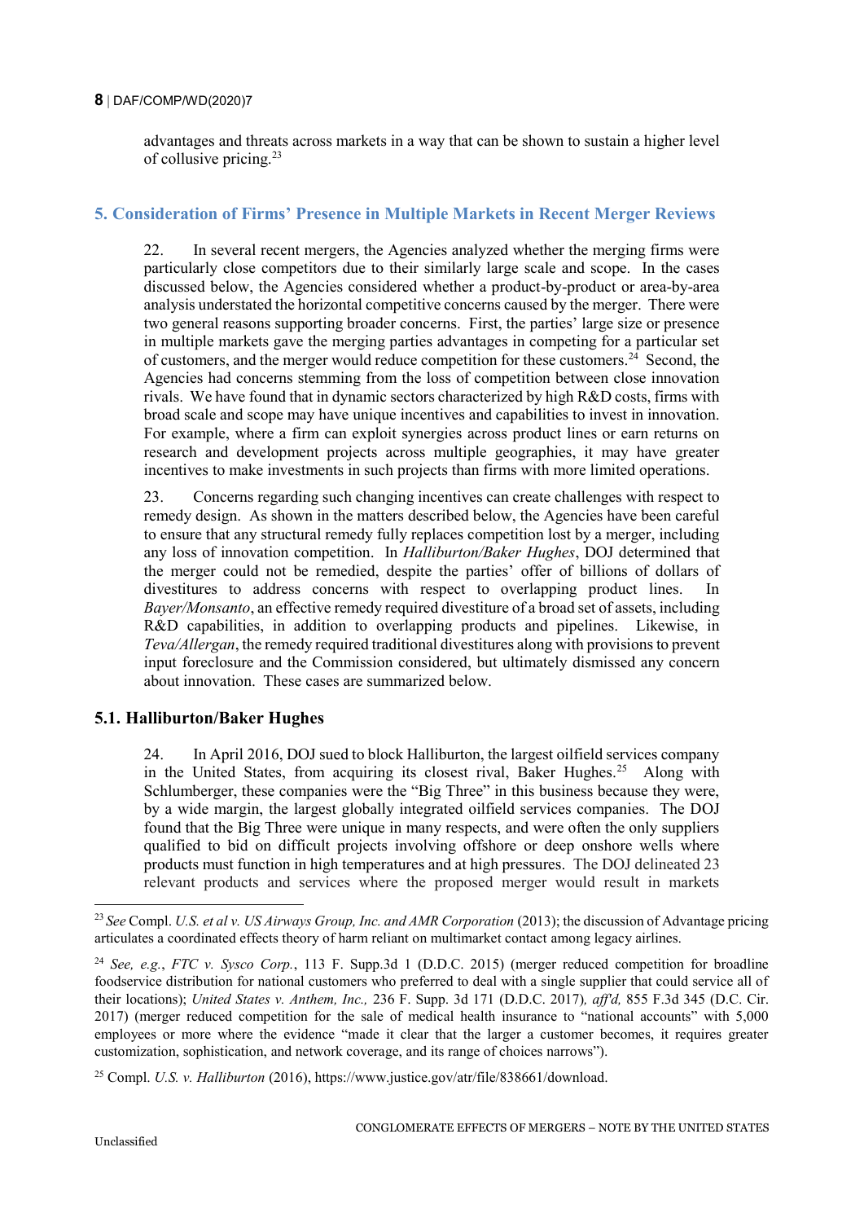advantages and threats across markets in a way that can be shown to sustain a higher level of collusive pricing.[23]

## 5. Consideration of Firms' Presence in Multiple Markets in Recent Merger Reviews

22. In several recent mergers, the Agencies analyzed whether the merging firms were particularly close competitors due to their similarly large scale and scope. In the cases discussed below, the Agencies considered whether a product-by-product or area-by-area analysis understated the horizontal competitive concerns caused by the merger. There were two general reasons supporting broader concerns. First, the parties' large size or presence in multiple markets gave the merging parties advantages in competing for a particular set of customers, and the merger would reduce competition for these customers.[24] Second, the Agencies had concerns stemming from the loss of competition between close innovation rivals. We have found that in dynamic sectors characterized by high R&D costs, firms with broad scale and scope may have unique incentives and capabilities to invest in innovation. For example, where a firm can exploit synergies across product lines or earn returns on research and development projects across multiple geographies, it may have greater incentives to make investments in such projects than firms with more limited operations.

23. Concerns regarding such changing incentives can create challenges with respect to remedy design. As shown in the matters described below, the Agencies have been careful to ensure that any structural remedy fully replaces competition lost by a merger, including any loss of innovation competition. In *Halliburton/Baker Hughes*, DOJ determined that the merger could not be remedied, despite the parties' offer of billions of dollars of divestitures to address concerns with respect to overlapping product lines. In *Bayer/Monsanto*, an effective remedy required divestiture of a broad set of assets, including R&D capabilities, in addition to overlapping products and pipelines. Likewise, in *Teva/Allergan*, the remedy required traditional divestitures along with provisions to prevent input foreclosure and the Commission considered, but ultimately dismissed any concern about innovation. These cases are summarized below.

### 5.1. Halliburton/Baker Hughes

24. In April 2016, DOJ sued to block Halliburton, the largest oilfield services company in the United States, from acquiring its closest rival, Baker Hughes.[25] Along with Schlumberger, these companies were the "Big Three" in this business because they were, by a wide margin, the largest globally integrated oilfield services companies. The DOJ found that the Big Three were unique in many respects, and were often the only suppliers qualified to bid on difficult projects involving offshore or deep onshore wells where products must function in high temperatures and at high pressures. The DOJ delineated 23 relevant products and services where the proposed merger would result in markets

---

[23] *See* Compl. *U.S. et al v. US Airways Group, Inc. and AMR Corporation* (2013); the discussion of Advantage pricing articulates a coordinated effects theory of harm reliant on multimarket contact among legacy airlines.

[24] *See, e.g.*, *FTC v. Sysco Corp.*, 113 F. Supp.3d 1 (D.D.C. 2015) (merger reduced competition for broadline foodservice distribution for national customers who preferred to deal with a single supplier that could service all of their locations); *United States v. Anthem, Inc.*, 236 F. Supp. 3d 171 (D.D.C. 2017), *aff'd*, 855 F.3d 345 (D.C. Cir. 2017) (merger reduced competition for the sale of medical health insurance to "national accounts" with 5,000 employees or more where the evidence "made it clear that the larger a customer becomes, it requires greater customization, sophistication, and network coverage, and its range of choices narrows").

[25] Compl. *U.S. v. Halliburton* (2016), https://www.justice.gov/atr/file/838661/download.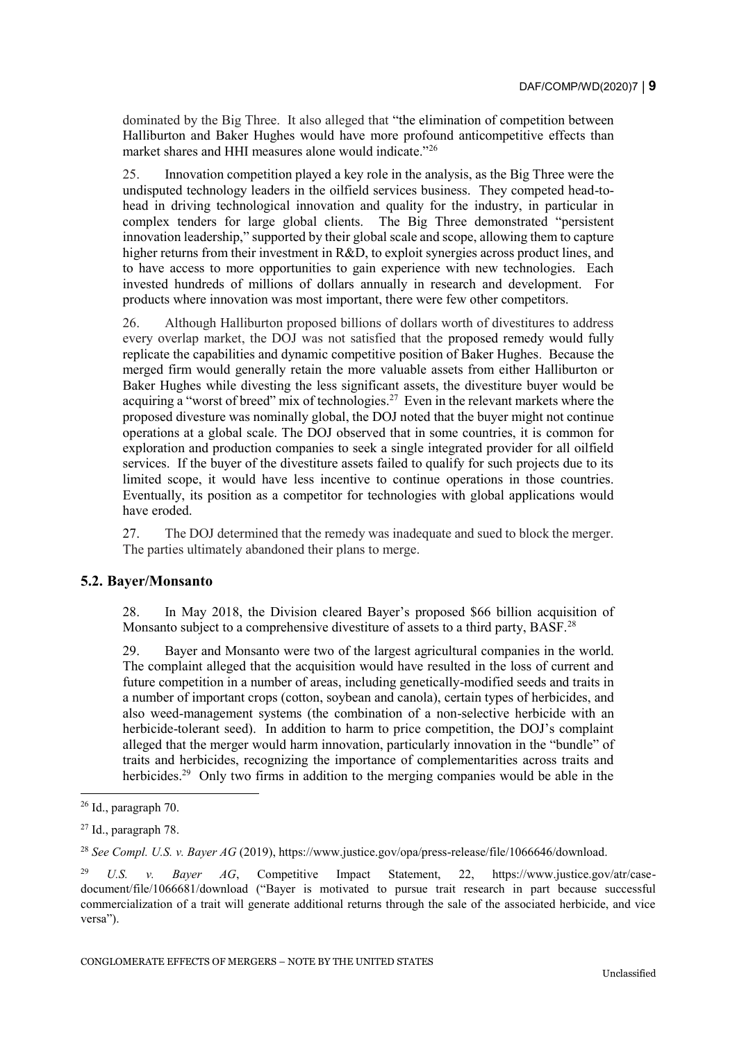dominated by the Big Three. It also alleged that "the elimination of competition between Halliburton and Baker Hughes would have more profound anticompetitive effects than market shares and HHI measures alone would indicate."[26]

25. Innovation competition played a key role in the analysis, as the Big Three were the undisputed technology leaders in the oilfield services business. They competed head-to-head in driving technological innovation and quality for the industry, in particular in complex tenders for large global clients. The Big Three demonstrated "persistent innovation leadership," supported by their global scale and scope, allowing them to capture higher returns from their investment in R&D, to exploit synergies across product lines, and to have access to more opportunities to gain experience with new technologies. Each invested hundreds of millions of dollars annually in research and development. For products where innovation was most important, there were few other competitors.

26. Although Halliburton proposed billions of dollars worth of divestitures to address every overlap market, the DOJ was not satisfied that the proposed remedy would fully replicate the capabilities and dynamic competitive position of Baker Hughes. Because the merged firm would generally retain the more valuable assets from either Halliburton or Baker Hughes while divesting the less significant assets, the divestiture buyer would be acquiring a "worst of breed" mix of technologies.[27] Even in the relevant markets where the proposed divesture was nominally global, the DOJ noted that the buyer might not continue operations at a global scale. The DOJ observed that in some countries, it is common for exploration and production companies to seek a single integrated provider for all oilfield services. If the buyer of the divestiture assets failed to qualify for such projects due to its limited scope, it would have less incentive to continue operations in those countries. Eventually, its position as a competitor for technologies with global applications would have eroded.

27. The DOJ determined that the remedy was inadequate and sued to block the merger. The parties ultimately abandoned their plans to merge.

## 5.2. Bayer/Monsanto

28. In May 2018, the Division cleared Bayer's proposed $66 billion acquisition of Monsanto subject to a comprehensive divestiture of assets to a third party, BASF.[28]

29. Bayer and Monsanto were two of the largest agricultural companies in the world. The complaint alleged that the acquisition would have resulted in the loss of current and future competition in a number of areas, including genetically-modified seeds and traits in a number of important crops (cotton, soybean and canola), certain types of herbicides, and also weed-management systems (the combination of a non-selective herbicide with an herbicide-tolerant seed). In addition to harm to price competition, the DOJ's complaint alleged that the merger would harm innovation, particularly innovation in the "bundle" of traits and herbicides, recognizing the importance of complementarities across traits and herbicides.[29] Only two firms in addition to the merging companies would be able in the

---

[26] Id., paragraph 70.

[27] Id., paragraph 78.

[28] *See Compl. U.S. v. Bayer AG* (2019), https://www.justice.gov/opa/press-release/file/1066646/download.

[29] *U.S. v. Bayer AG*, Competitive Impact Statement, 22, https://www.justice.gov/atr/case-document/file/1066681/download ("Bayer is motivated to pursue trait research in part because successful commercialization of a trait will generate additional returns through the sale of the associated herbicide, and vice versa").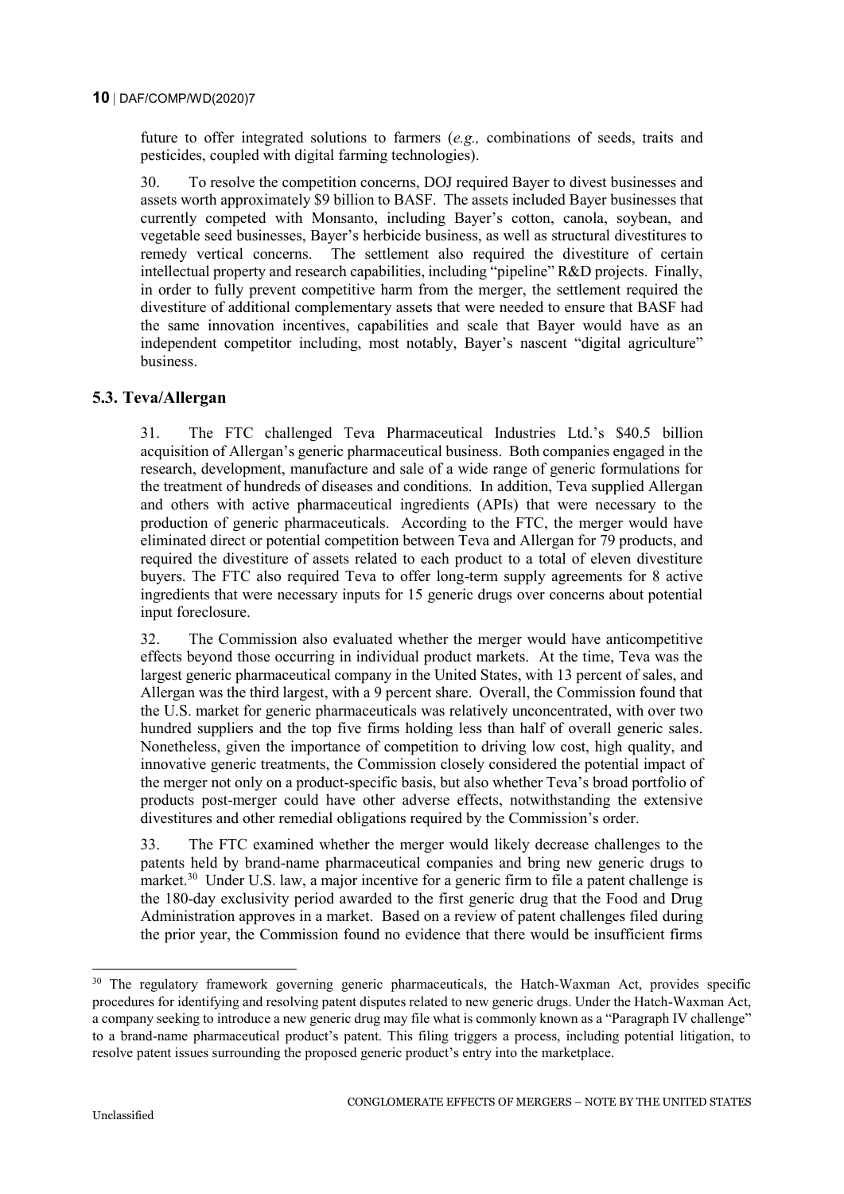future to offer integrated solutions to farmers (*e.g.,* combinations of seeds, traits and pesticides, coupled with digital farming technologies).

30. To resolve the competition concerns, DOJ required Bayer to divest businesses and assets worth approximately $9 billion to BASF. The assets included Bayer businesses that currently competed with Monsanto, including Bayer's cotton, canola, soybean, and vegetable seed businesses, Bayer's herbicide business, as well as structural divestitures to remedy vertical concerns. The settlement also required the divestiture of certain intellectual property and research capabilities, including "pipeline" R&D projects. Finally, in order to fully prevent competitive harm from the merger, the settlement required the divestiture of additional complementary assets that were needed to ensure that BASF had the same innovation incentives, capabilities and scale that Bayer would have as an independent competitor including, most notably, Bayer's nascent "digital agriculture" business.

### 5.3. Teva/Allergan

31. The FTC challenged Teva Pharmaceutical Industries Ltd.'s $40.5 billion acquisition of Allergan's generic pharmaceutical business. Both companies engaged in the research, development, manufacture and sale of a wide range of generic formulations for the treatment of hundreds of diseases and conditions. In addition, Teva supplied Allergan and others with active pharmaceutical ingredients (APIs) that were necessary to the production of generic pharmaceuticals. According to the FTC, the merger would have eliminated direct or potential competition between Teva and Allergan for 79 products, and required the divestiture of assets related to each product to a total of eleven divestiture buyers. The FTC also required Teva to offer long-term supply agreements for 8 active ingredients that were necessary inputs for 15 generic drugs over concerns about potential input foreclosure.

32. The Commission also evaluated whether the merger would have anticompetitive effects beyond those occurring in individual product markets. At the time, Teva was the largest generic pharmaceutical company in the United States, with 13 percent of sales, and Allergan was the third largest, with a 9 percent share. Overall, the Commission found that the U.S. market for generic pharmaceuticals was relatively unconcentrated, with over two hundred suppliers and the top five firms holding less than half of overall generic sales. Nonetheless, given the importance of competition to driving low cost, high quality, and innovative generic treatments, the Commission closely considered the potential impact of the merger not only on a product-specific basis, but also whether Teva's broad portfolio of products post-merger could have other adverse effects, notwithstanding the extensive divestitures and other remedial obligations required by the Commission's order.

33. The FTC examined whether the merger would likely decrease challenges to the patents held by brand-name pharmaceutical companies and bring new generic drugs to market.[30] Under U.S. law, a major incentive for a generic firm to file a patent challenge is the 180-day exclusivity period awarded to the first generic drug that the Food and Drug Administration approves in a market. Based on a review of patent challenges filed during the prior year, the Commission found no evidence that there would be insufficient firms

---

[30] The regulatory framework governing generic pharmaceuticals, the Hatch-Waxman Act, provides specific procedures for identifying and resolving patent disputes related to new generic drugs. Under the Hatch-Waxman Act, a company seeking to introduce a new generic drug may file what is commonly known as a "Paragraph IV challenge" to a brand-name pharmaceutical product's patent. This filing triggers a process, including potential litigation, to resolve patent issues surrounding the proposed generic product's entry into the marketplace.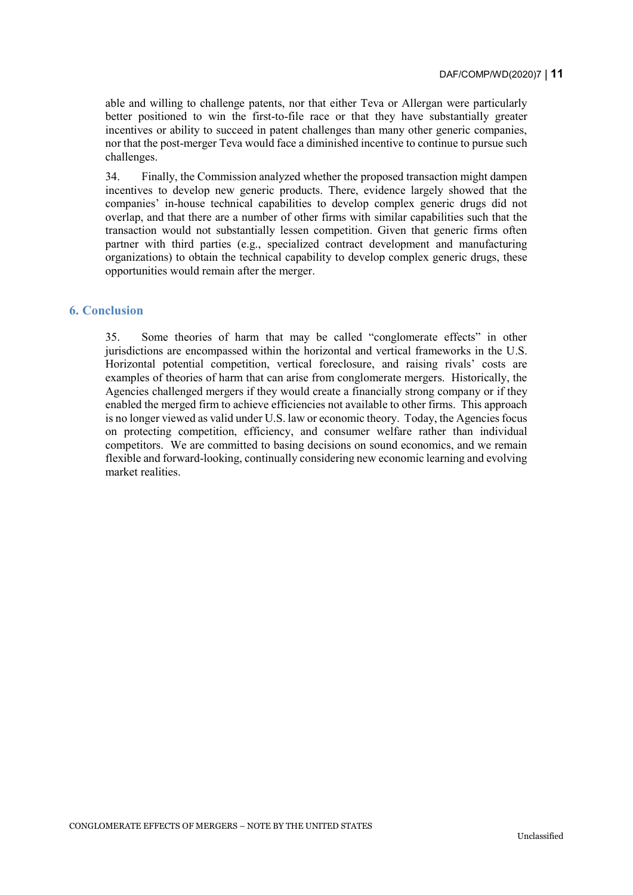able and willing to challenge patents, nor that either Teva or Allergan were particularly better positioned to win the first-to-file race or that they have substantially greater incentives or ability to succeed in patent challenges than many other generic companies, nor that the post-merger Teva would face a diminished incentive to continue to pursue such challenges.

34. Finally, the Commission analyzed whether the proposed transaction might dampen incentives to develop new generic products. There, evidence largely showed that the companies' in-house technical capabilities to develop complex generic drugs did not overlap, and that there are a number of other firms with similar capabilities such that the transaction would not substantially lessen competition. Given that generic firms often partner with third parties (e.g., specialized contract development and manufacturing organizations) to obtain the technical capability to develop complex generic drugs, these opportunities would remain after the merger.

## 6. Conclusion

35. Some theories of harm that may be called "conglomerate effects" in other jurisdictions are encompassed within the horizontal and vertical frameworks in the U.S. Horizontal potential competition, vertical foreclosure, and raising rivals' costs are examples of theories of harm that can arise from conglomerate mergers. Historically, the Agencies challenged mergers if they would create a financially strong company or if they enabled the merged firm to achieve efficiencies not available to other firms. This approach is no longer viewed as valid under U.S. law or economic theory. Today, the Agencies focus on protecting competition, efficiency, and consumer welfare rather than individual competitors. We are committed to basing decisions on sound economics, and we remain flexible and forward-looking, continually considering new economic learning and evolving market realities.